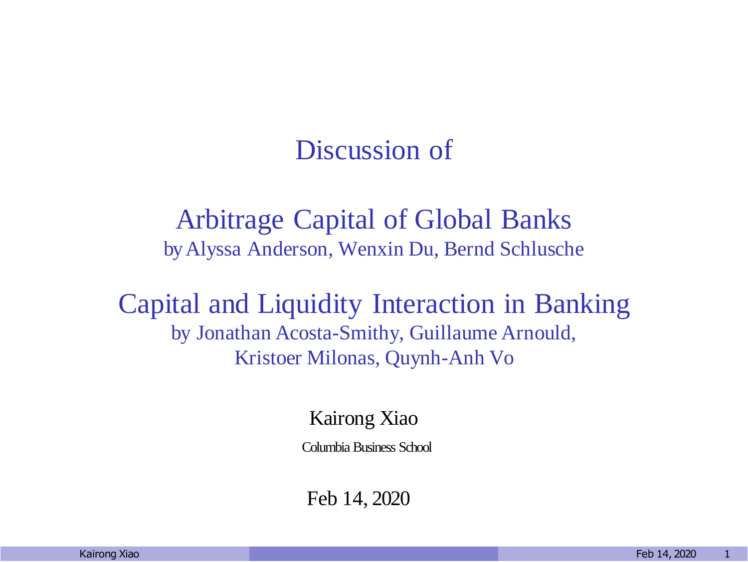# Discussion of

## Arbitrage Capital of Global Banks

by Alyssa Anderson, Wenxin Du, Bernd Schlusche

## Capital and Liquidity Interaction in Banking

by Jonathan Acosta-Smithy, Guillaume Arnould, Kristoer Milonas, Quynh-Anh Vo

Kairong Xiao

Columbia Business School

Feb 14, 2020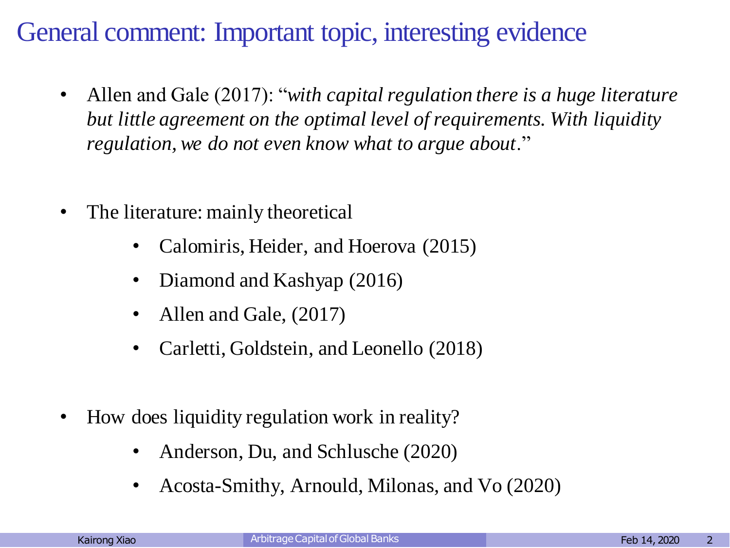# General comment: Important topic, interesting evidence

- Allen and Gale (2017): "*with capital regulation there is a huge literature but little agreement on the optimal level of requirements. With liquidity regulation, we do not even know what to argue about*."

- The literature: mainly theoretical
  - Calomiris, Heider, and Hoerova (2015)
  - Diamond and Kashyap (2016)
  - Allen and Gale, (2017)
  - Carletti, Goldstein, and Leonello (2018)

- How does liquidity regulation work in reality?
  - Anderson, Du, and Schlusche (2020)
  - Acosta-Smithy, Arnould, Milonas, and Vo (2020)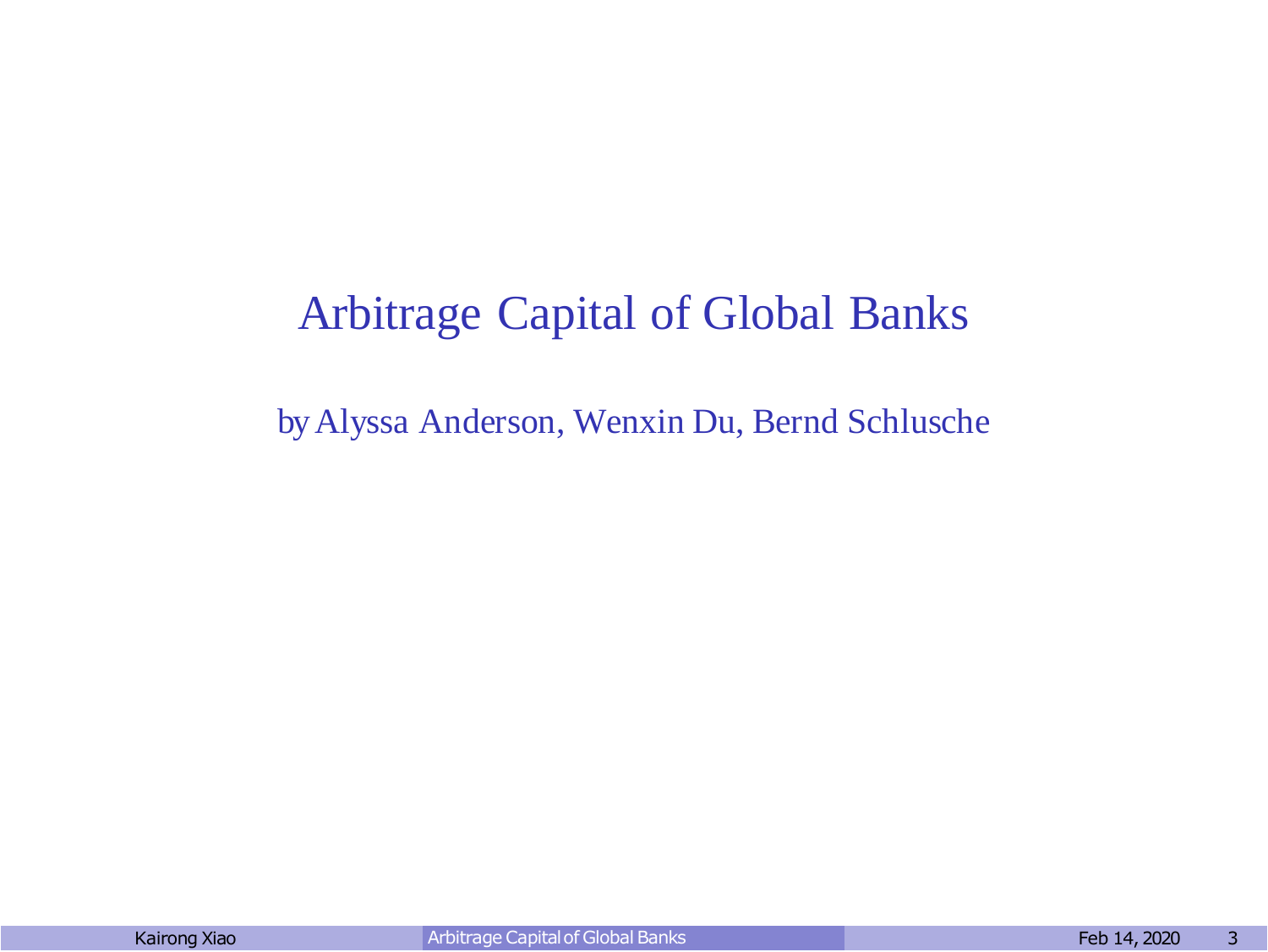# Arbitrage Capital of Global Banks

by Alyssa Anderson, Wenxin Du, Bernd Schlusche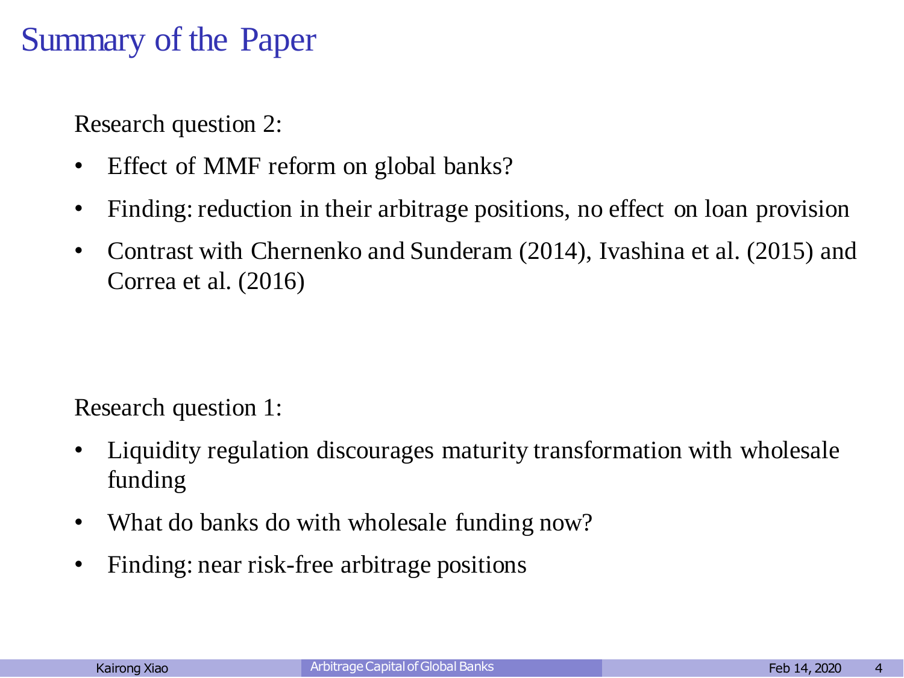# Summary of the Paper

Research question 2:

- Effect of MMF reform on global banks?
- Finding: reduction in their arbitrage positions, no effect on loan provision
- Contrast with Chernenko and Sunderam (2014), Ivashina et al. (2015) and Correa et al. (2016)

Research question 1:

- Liquidity regulation discourages maturity transformation with wholesale funding
- What do banks do with wholesale funding now?
- Finding: near risk-free arbitrage positions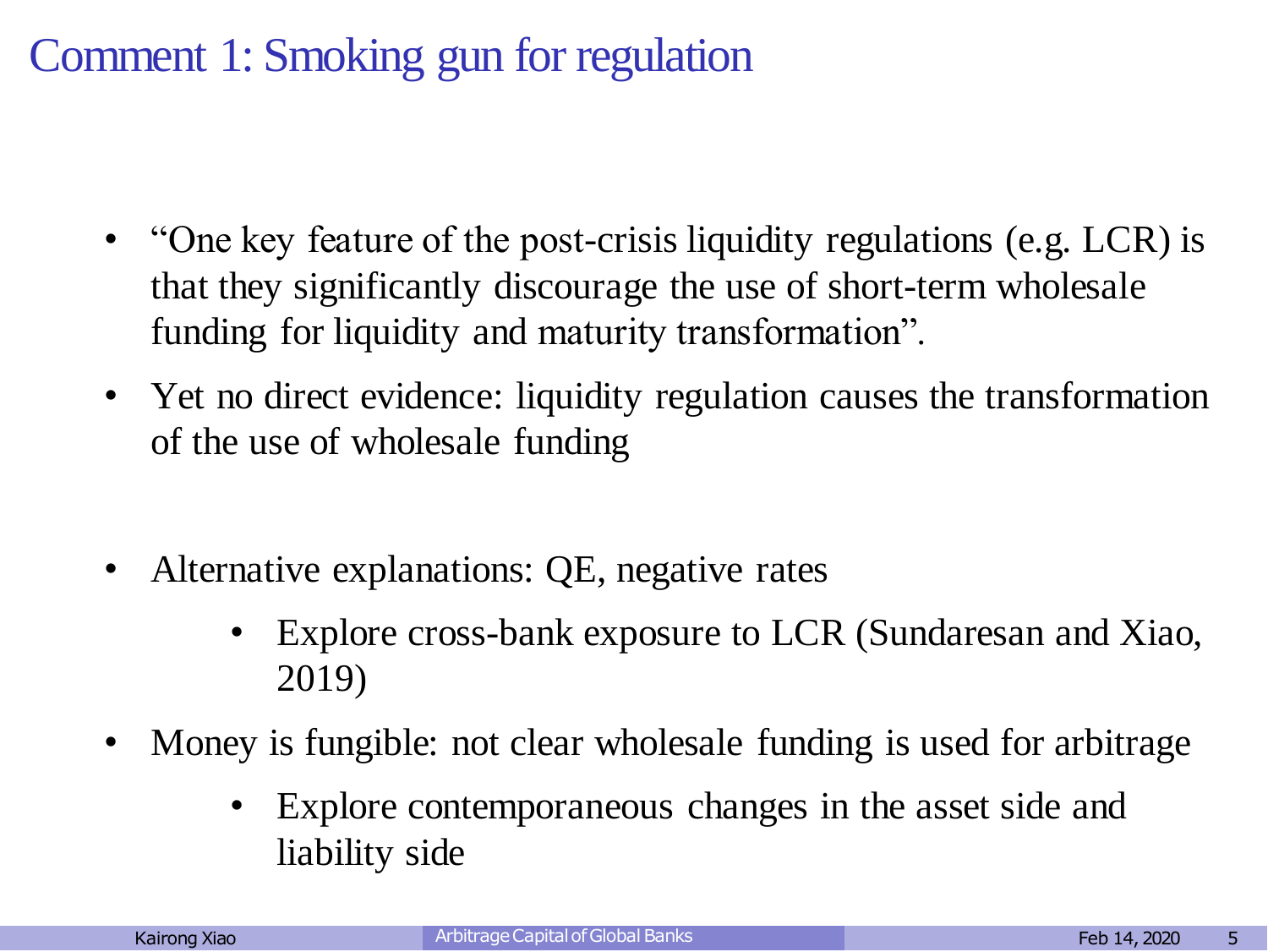# Comment 1: Smoking gun for regulation

- "One key feature of the post-crisis liquidity regulations (e.g. LCR) is that they significantly discourage the use of short-term wholesale funding for liquidity and maturity transformation".
- Yet no direct evidence: liquidity regulation causes the transformation of the use of wholesale funding
- Alternative explanations: QE, negative rates
  - Explore cross-bank exposure to LCR (Sundaresan and Xiao, 2019)
- Money is fungible: not clear wholesale funding is used for arbitrage
  - Explore contemporaneous changes in the asset side and liability side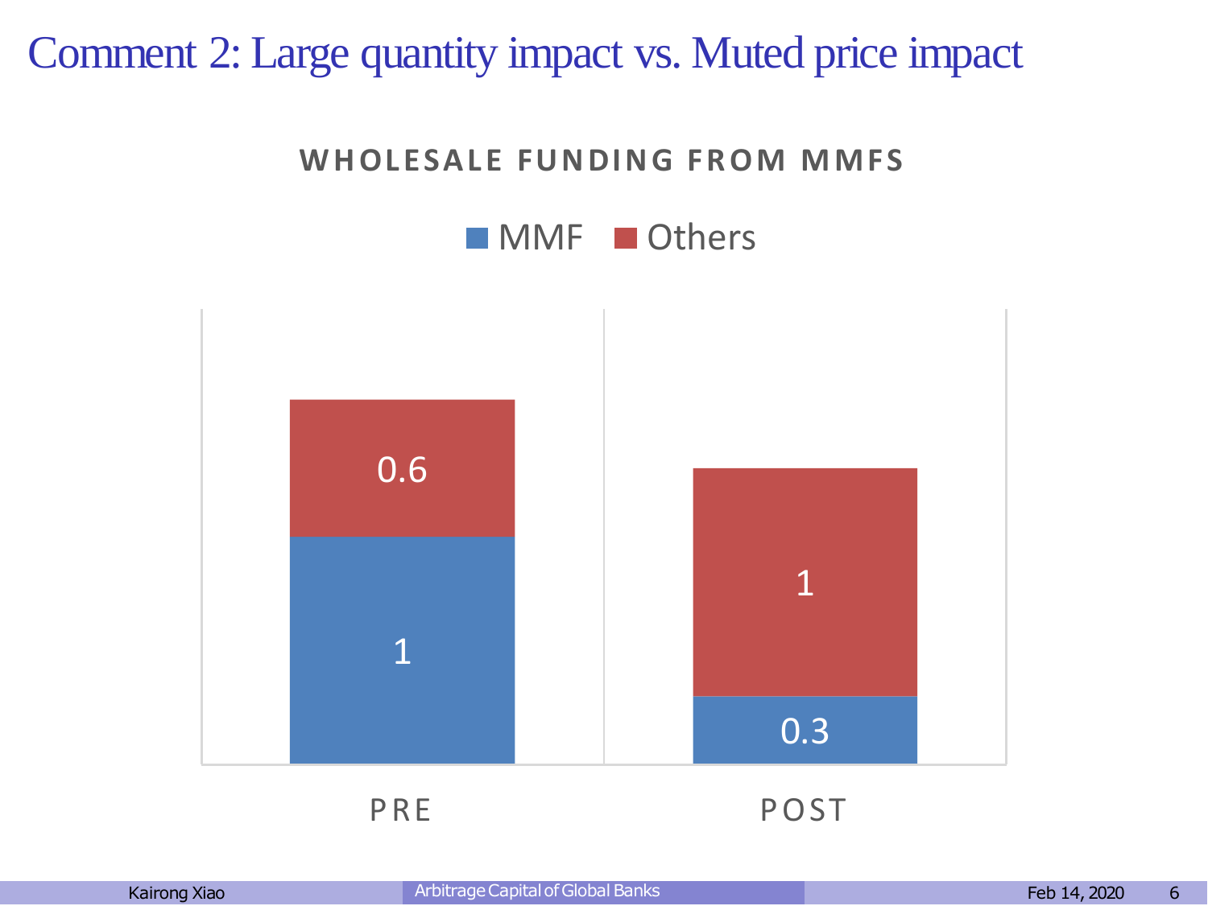# Comment 2: Large quantity impact vs. Muted price impact

**WHOLESALE FUNDING FROM MMFS**

| | MMF | Others |
|---|---|---|
| PRE | 1 | 0.6 |
| POST | 0.3 | 1 |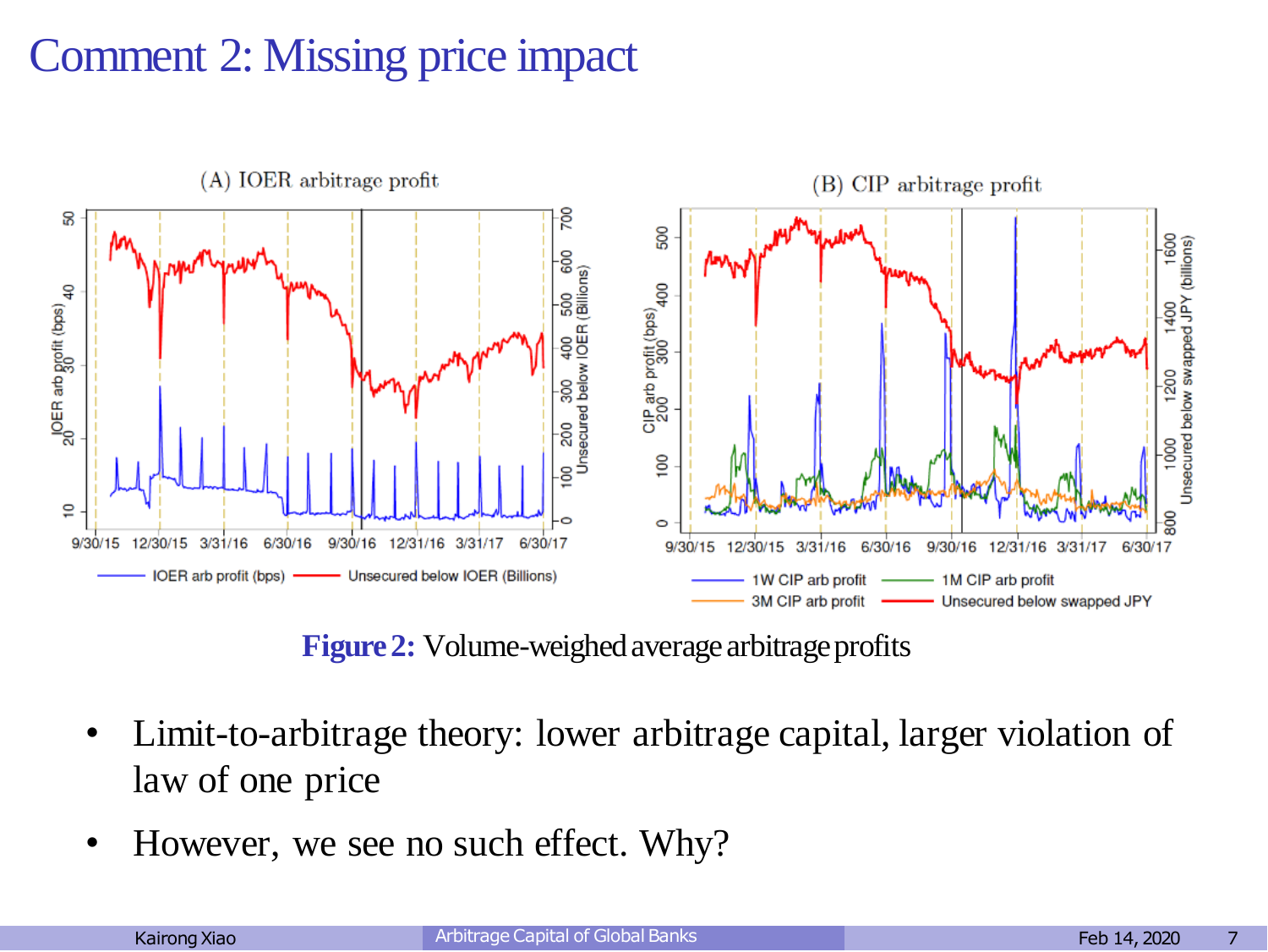# Comment 2: Missing price impact

**Figure 2:** Volume-weighed average arbitrage profits

- Limit-to-arbitrage theory: lower arbitrage capital, larger violation of law of one price
- However, we see no such effect. Why?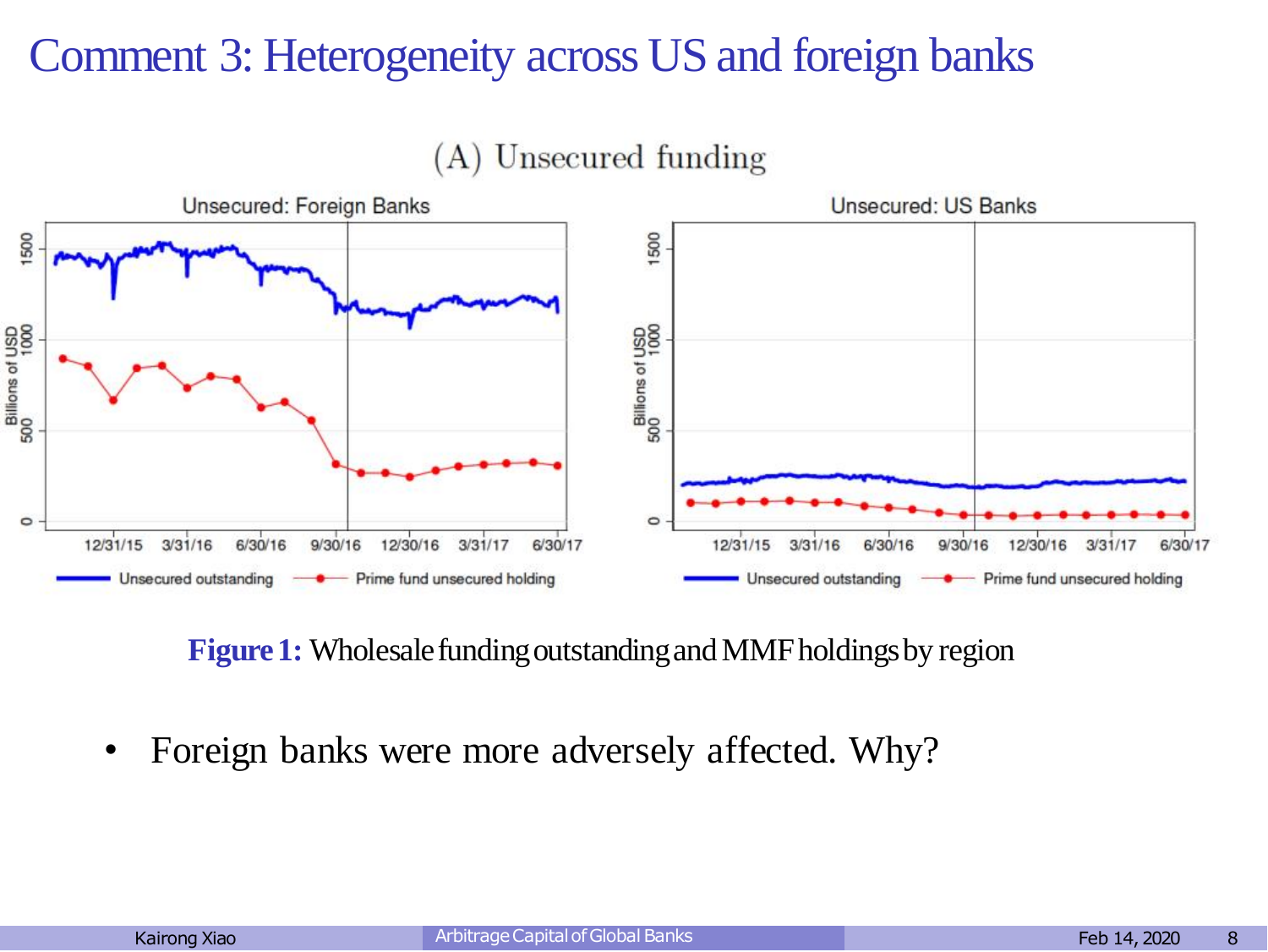# Comment 3: Heterogeneity across US and foreign banks

(A) Unsecured funding

**Figure 1:** Wholesale funding outstanding and MMF holdings by region

- Foreign banks were more adversely affected. Why?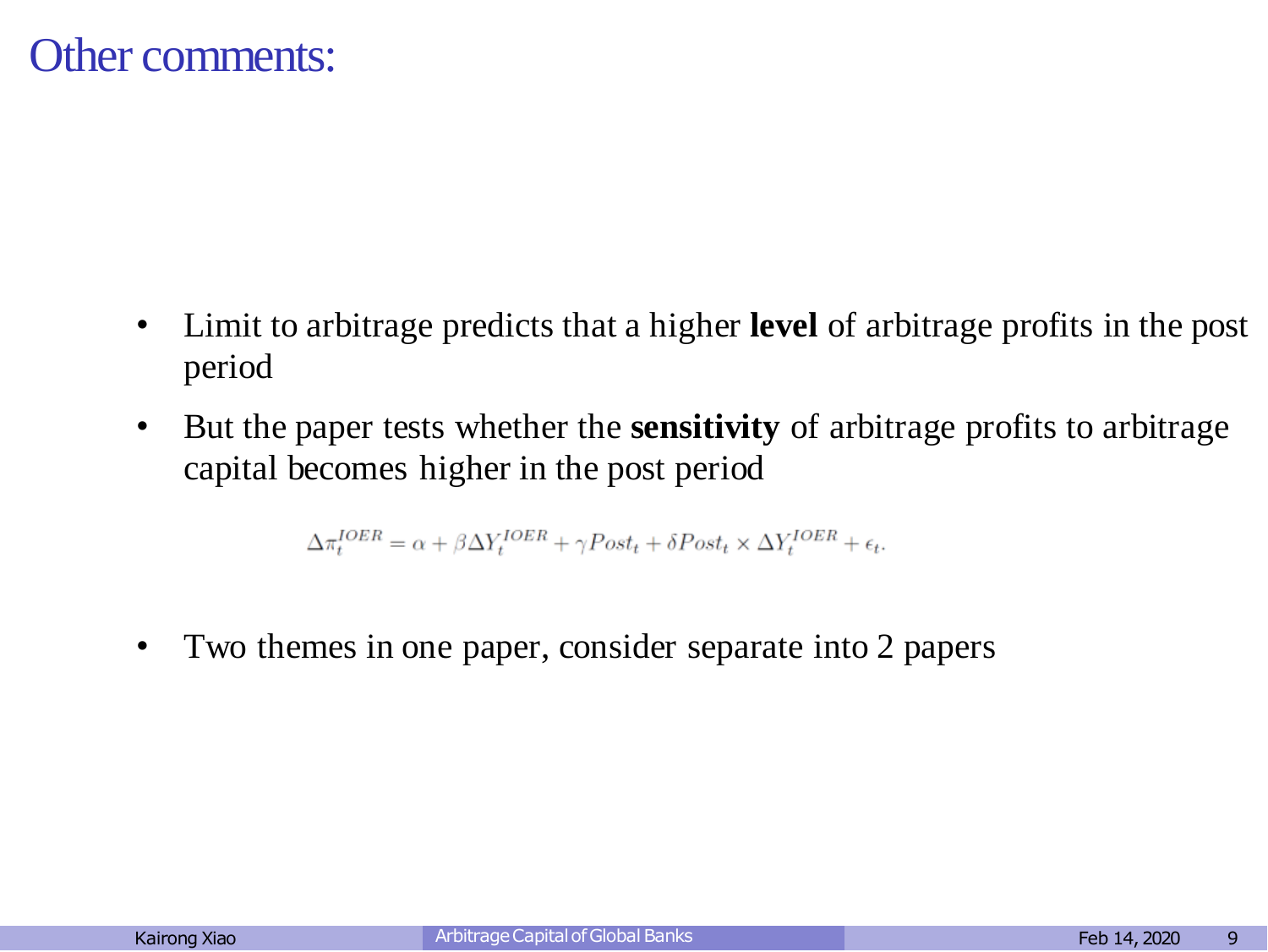# Other comments:

- Limit to arbitrage predicts that a higher **level** of arbitrage profits in the post period
- But the paper tests whether the **sensitivity** of arbitrage profits to arbitrage capital becomes higher in the post period

$$\Delta\pi_t^{IOER} = \alpha + \beta\Delta Y_t^{IOER} + \gamma Post_t + \delta Post_t \times \Delta Y_t^{IOER} + \epsilon_t.$$

- Two themes in one paper, consider separate into 2 papers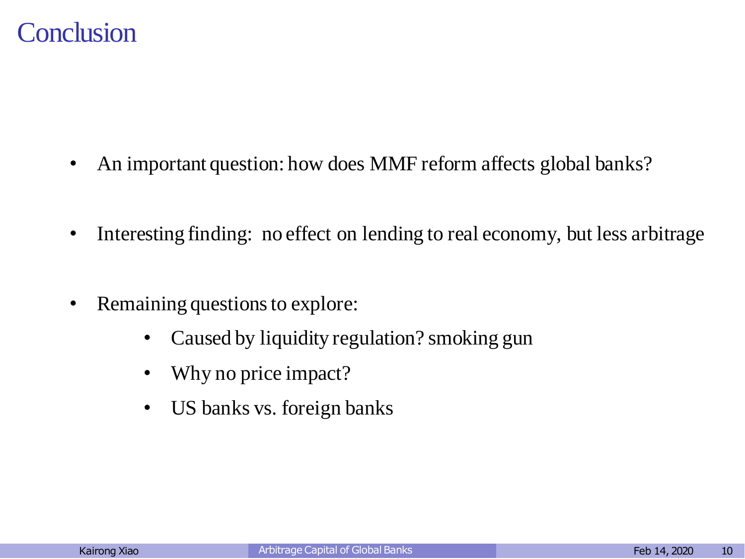# Conclusion

- An important question: how does MMF reform affects global banks?
- Interesting finding: no effect on lending to real economy, but less arbitrage
- Remaining questions to explore:
  - Caused by liquidity regulation? smoking gun
  - Why no price impact?
  - US banks vs. foreign banks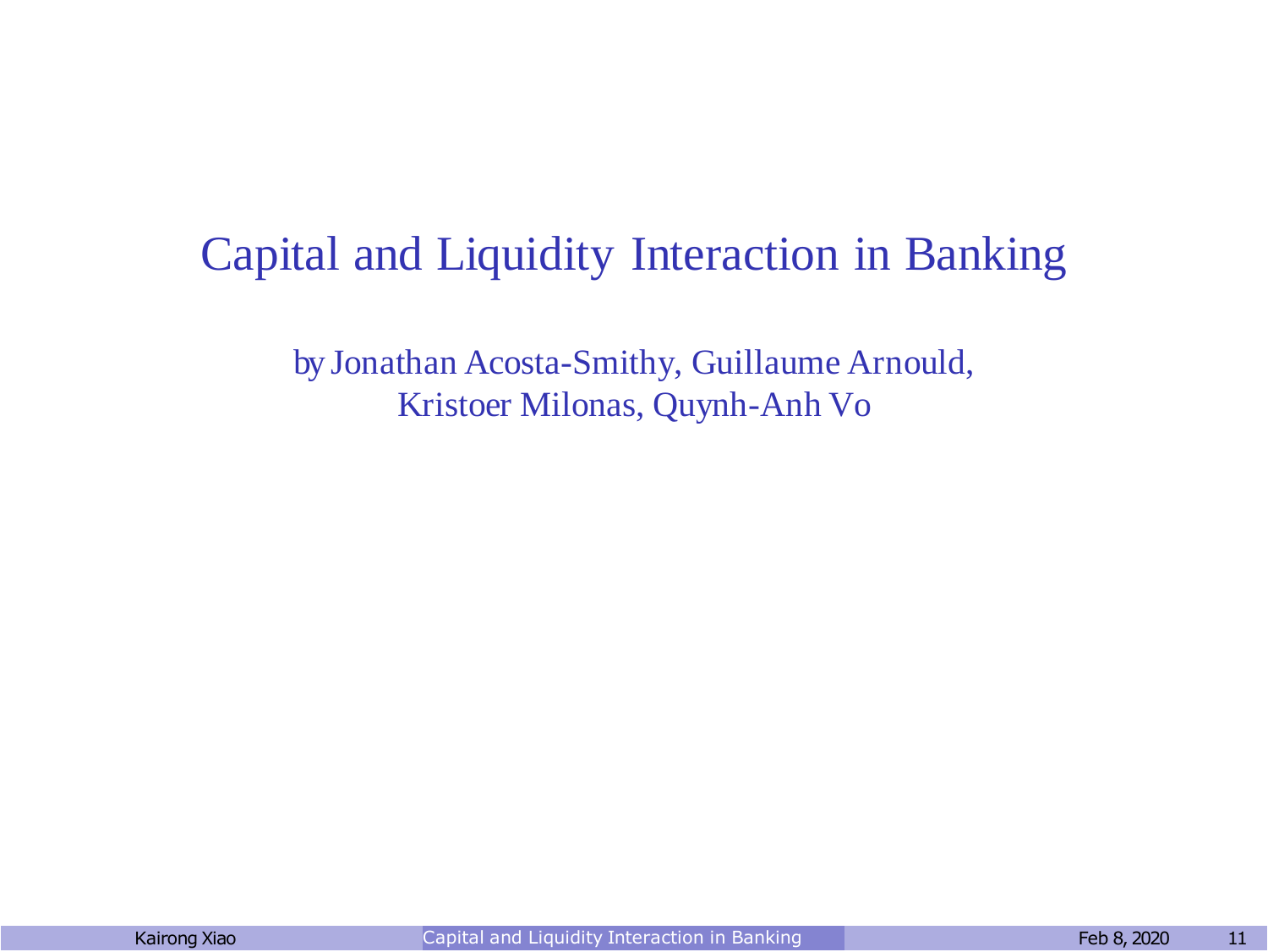# Capital and Liquidity Interaction in Banking

by Jonathan Acosta-Smithy, Guillaume Arnould,
Kristoer Milonas, Quynh-Anh Vo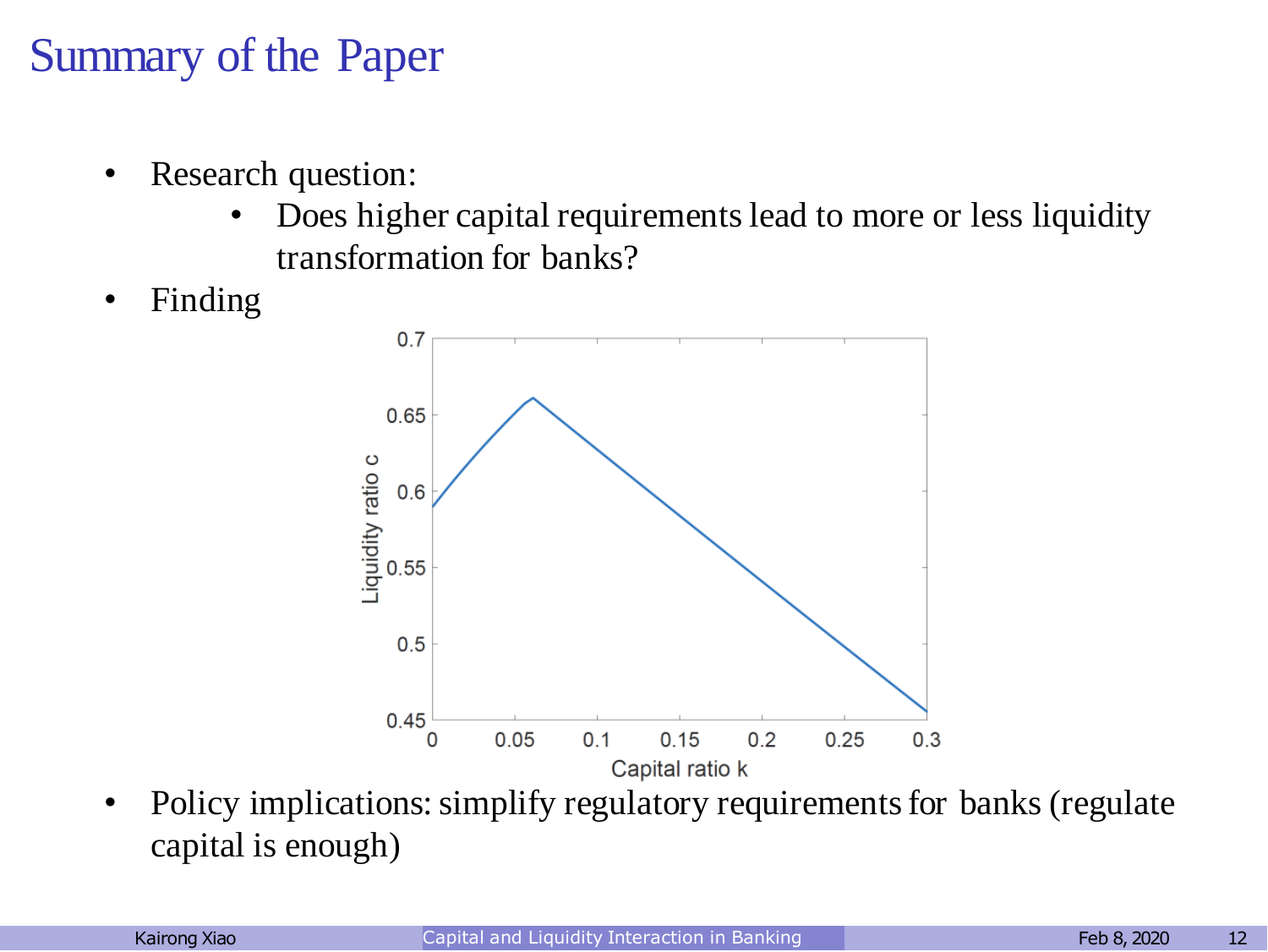# Summary of the Paper

- Research question:
  - Does higher capital requirements lead to more or less liquidity transformation for banks?
- Finding
- Policy implications: simplify regulatory requirements for banks (regulate capital is enough)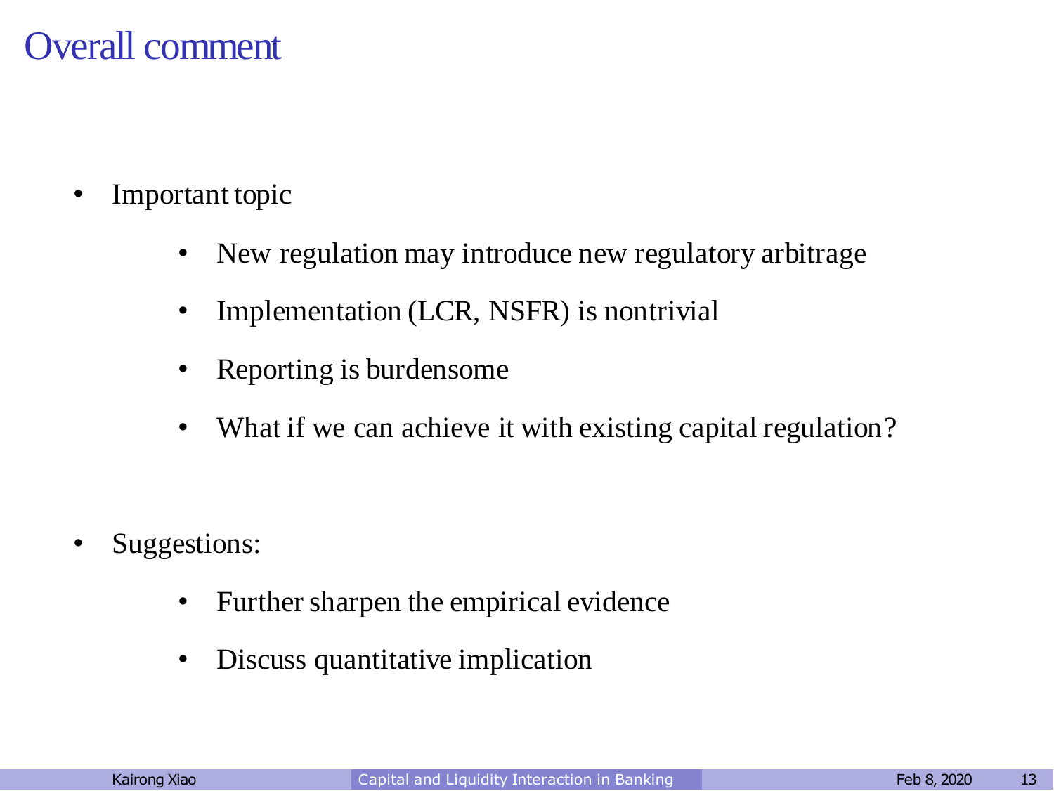# Overall comment

- Important topic
  - New regulation may introduce new regulatory arbitrage
  - Implementation (LCR, NSFR) is nontrivial
  - Reporting is burdensome
  - What if we can achieve it with existing capital regulation?

- Suggestions:
  - Further sharpen the empirical evidence
  - Discuss quantitative implication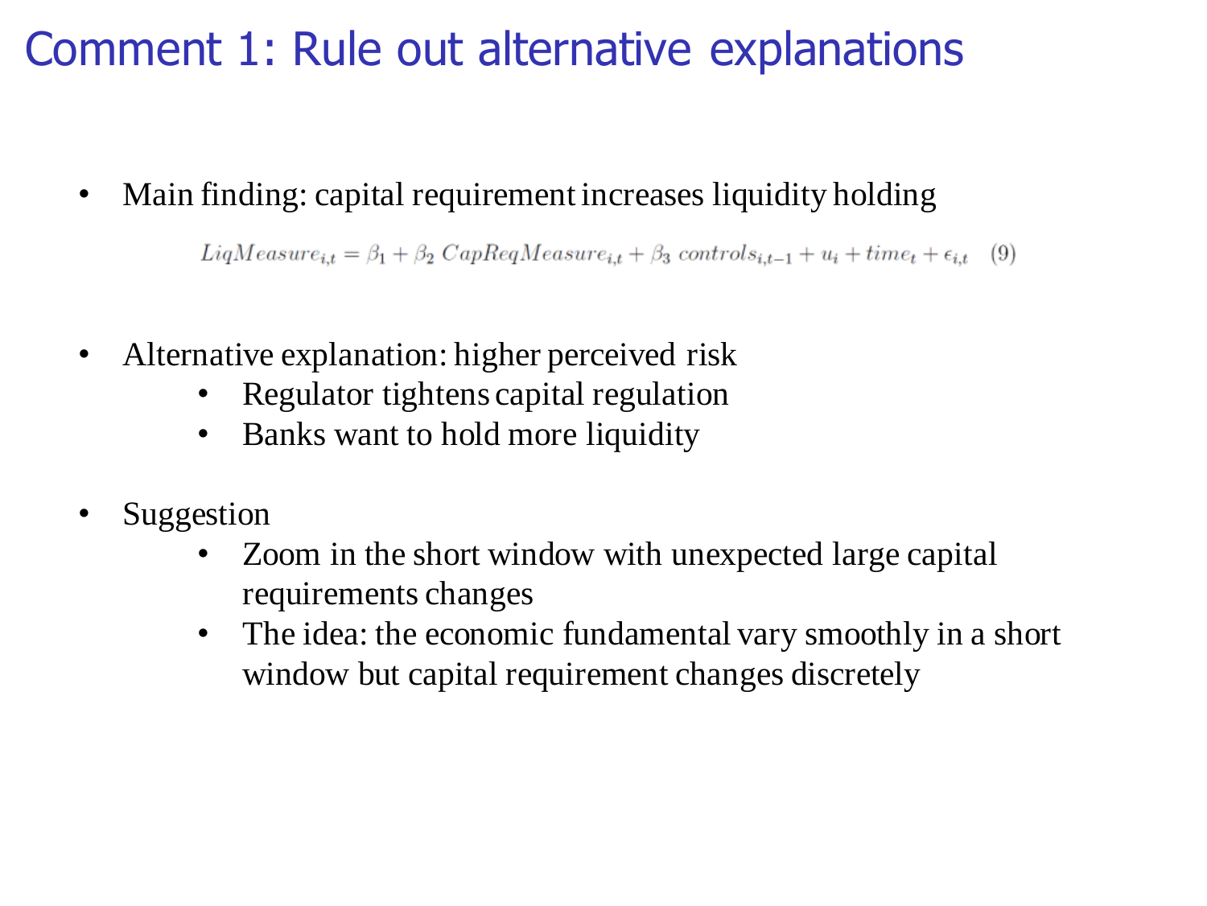# Comment 1: Rule out alternative explanations

- Main finding: capital requirement increases liquidity holding

$$LiqMeasure_{i,t} = \beta_1 + \beta_2\ CapReqMeasure_{i,t} + \beta_3\ controls_{i,t-1} + u_i + time_t + \epsilon_{i,t} \quad (9)$$

- Alternative explanation: higher perceived risk
  - Regulator tightens capital regulation
  - Banks want to hold more liquidity
- Suggestion
  - Zoom in the short window with unexpected large capital requirements changes
  - The idea: the economic fundamental vary smoothly in a short window but capital requirement changes discretely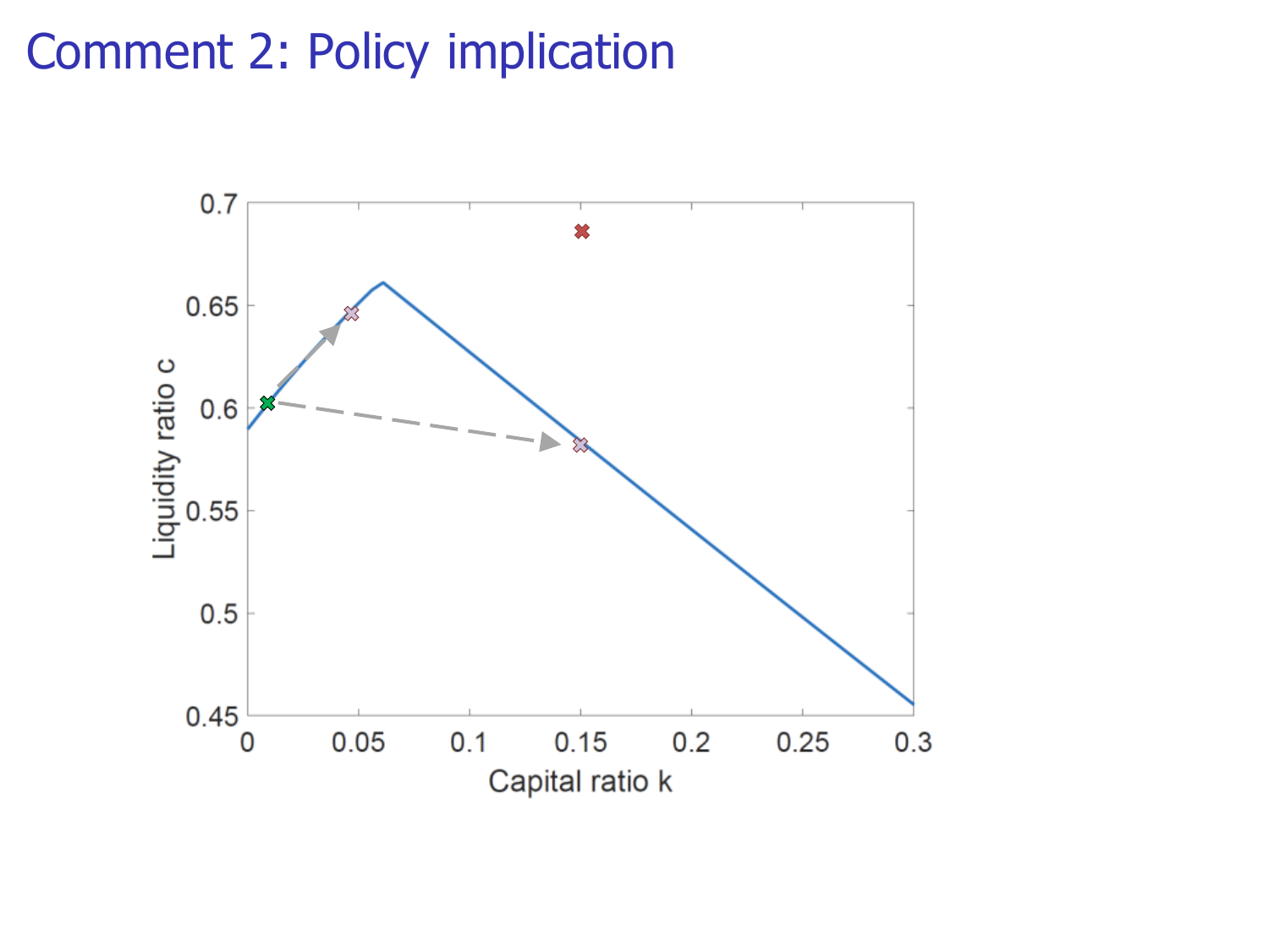# Comment 2: Policy implication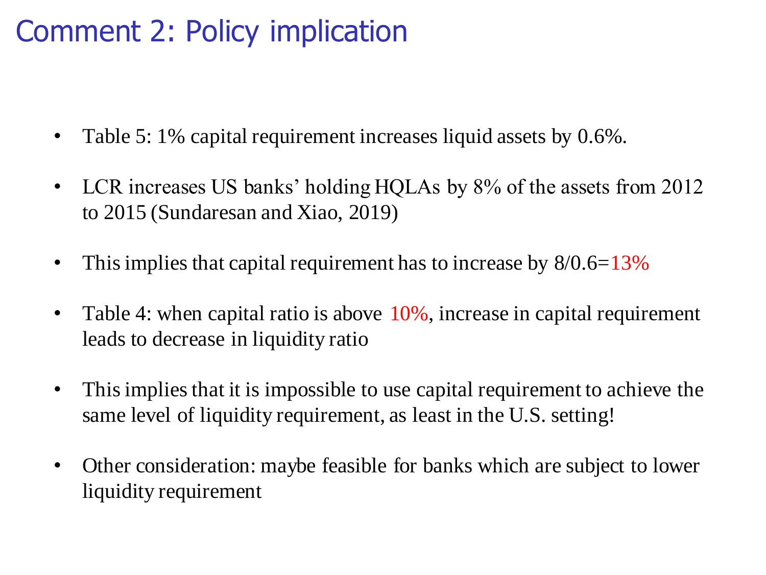# Comment 2: Policy implication

- Table 5: 1% capital requirement increases liquid assets by 0.6%.
- LCR increases US banks' holding HQLAs by 8% of the assets from 2012 to 2015 (Sundaresan and Xiao, 2019)
- This implies that capital requirement has to increase by 8/0.6=13%
- Table 4: when capital ratio is above 10%, increase in capital requirement leads to decrease in liquidity ratio
- This implies that it is impossible to use capital requirement to achieve the same level of liquidity requirement, as least in the U.S. setting!
- Other consideration: maybe feasible for banks which are subject to lower liquidity requirement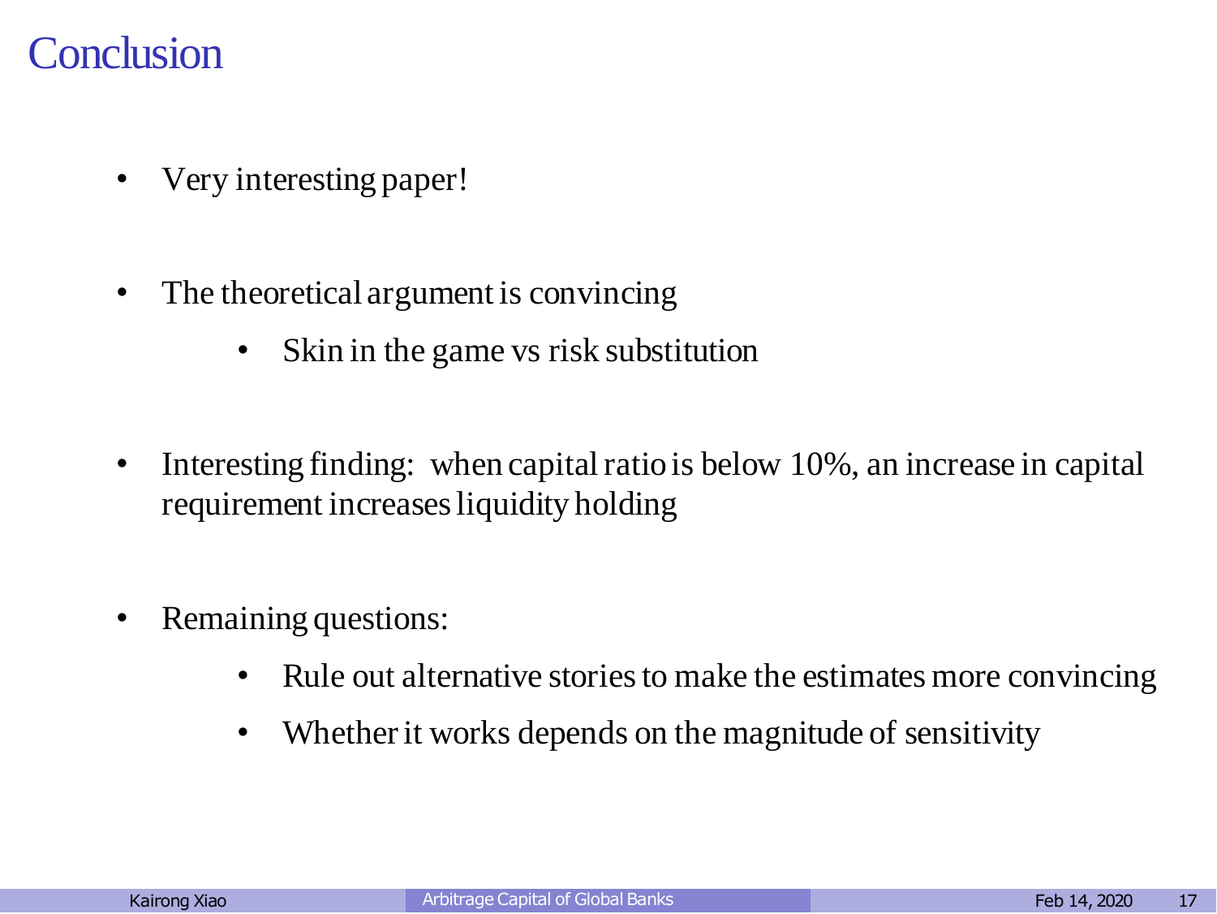# Conclusion

- Very interesting paper!
- The theoretical argument is convincing
  - Skin in the game vs risk substitution
- Interesting finding: when capital ratio is below 10%, an increase in capital requirement increases liquidity holding
- Remaining questions:
  - Rule out alternative stories to make the estimates more convincing
  - Whether it works depends on the magnitude of sensitivity